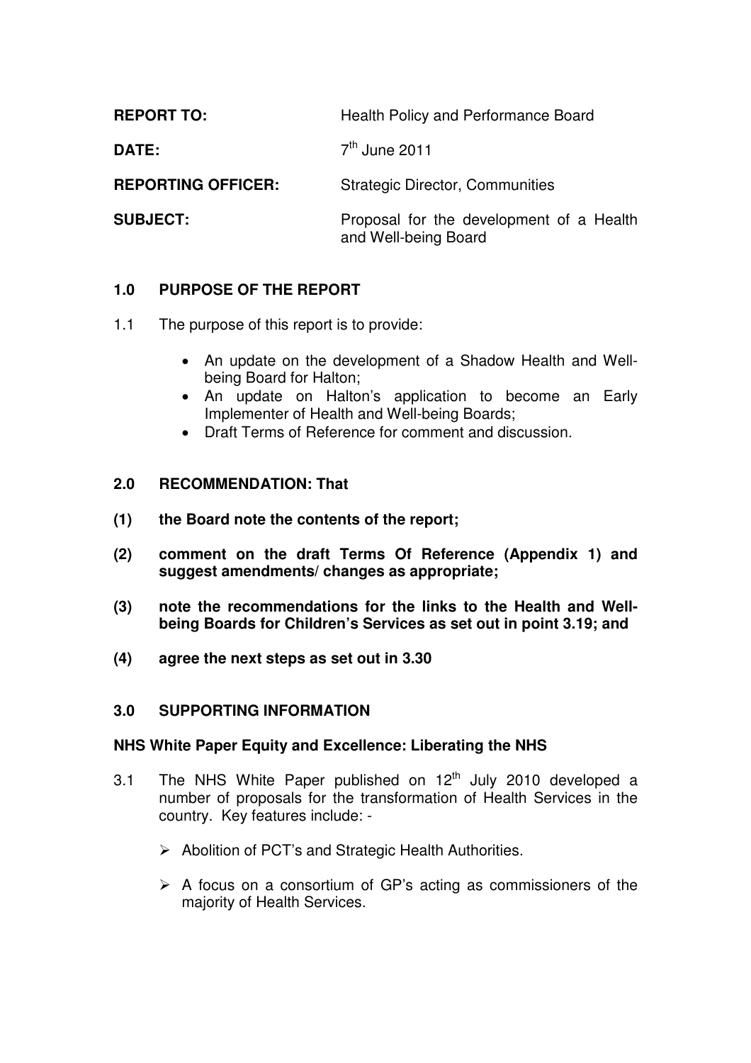**REPORT TO:** Health Policy and Performance Board

**DATE:** 7th June 2011

**REPORTING OFFICER:** Strategic Director, Communities

**SUBJECT:** Proposal for the development of a Health and Well-being Board

## 1.0 PURPOSE OF THE REPORT

1.1 The purpose of this report is to provide:

- An update on the development of a Shadow Health and Well-being Board for Halton;
- An update on Halton's application to become an Early Implementer of Health and Well-being Boards;
- Draft Terms of Reference for comment and discussion.

## 2.0 RECOMMENDATION: That

**(1) the Board note the contents of the report;**

**(2) comment on the draft Terms Of Reference (Appendix 1) and suggest amendments/ changes as appropriate;**

**(3) note the recommendations for the links to the Health and Well-being Boards for Children's Services as set out in point 3.19; and**

**(4) agree the next steps as set out in 3.30**

## 3.0 SUPPORTING INFORMATION

### NHS White Paper Equity and Excellence: Liberating the NHS

3.1 The NHS White Paper published on 12th July 2010 developed a number of proposals for the transformation of Health Services in the country. Key features include: -

- Abolition of PCT's and Strategic Health Authorities.
- A focus on a consortium of GP's acting as commissioners of the majority of Health Services.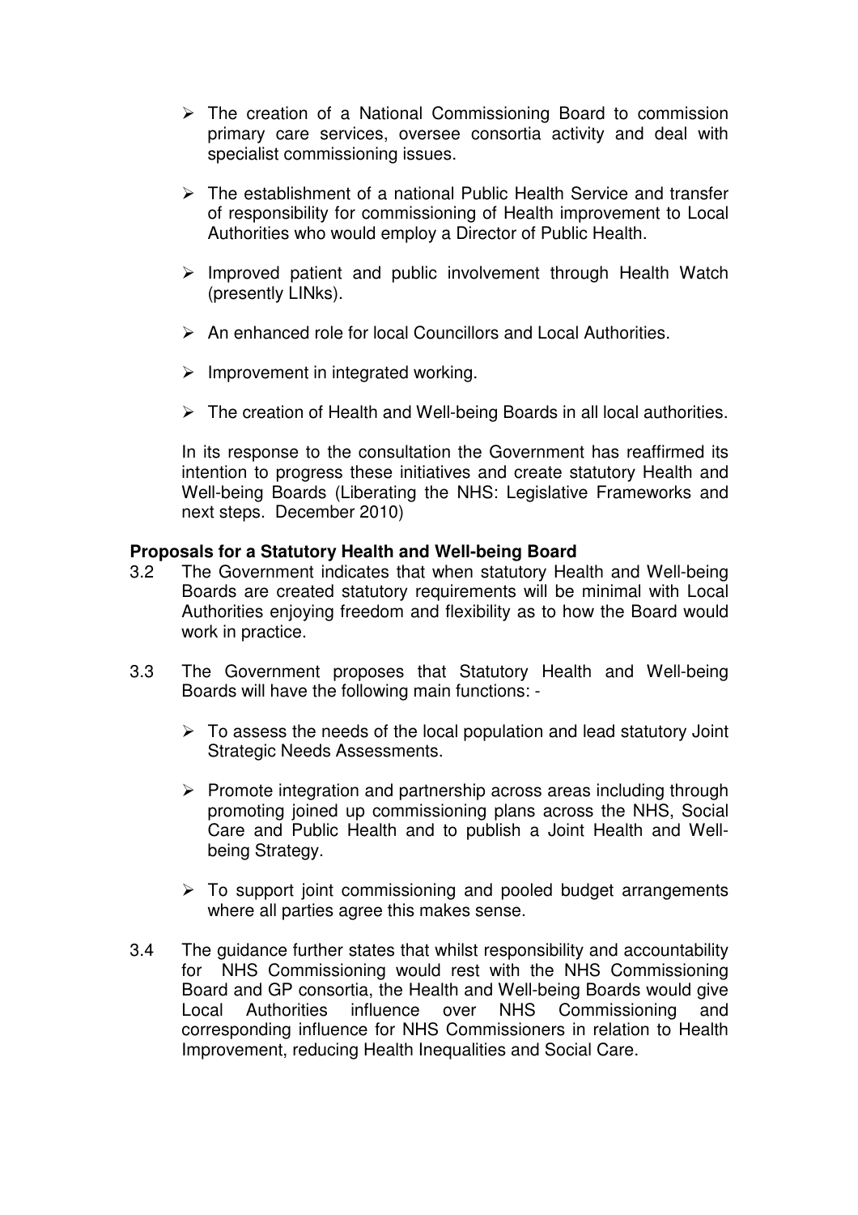- The creation of a National Commissioning Board to commission primary care services, oversee consortia activity and deal with specialist commissioning issues.

- The establishment of a national Public Health Service and transfer of responsibility for commissioning of Health improvement to Local Authorities who would employ a Director of Public Health.

- Improved patient and public involvement through Health Watch (presently LINks).

- An enhanced role for local Councillors and Local Authorities.

- Improvement in integrated working.

- The creation of Health and Well-being Boards in all local authorities.

In its response to the consultation the Government has reaffirmed its intention to progress these initiatives and create statutory Health and Well-being Boards (Liberating the NHS: Legislative Frameworks and next steps. December 2010)

**Proposals for a Statutory Health and Well-being Board**

3.2 The Government indicates that when statutory Health and Well-being Boards are created statutory requirements will be minimal with Local Authorities enjoying freedom and flexibility as to how the Board would work in practice.

3.3 The Government proposes that Statutory Health and Well-being Boards will have the following main functions: -

- To assess the needs of the local population and lead statutory Joint Strategic Needs Assessments.

- Promote integration and partnership across areas including through promoting joined up commissioning plans across the NHS, Social Care and Public Health and to publish a Joint Health and Well-being Strategy.

- To support joint commissioning and pooled budget arrangements where all parties agree this makes sense.

3.4 The guidance further states that whilst responsibility and accountability for NHS Commissioning would rest with the NHS Commissioning Board and GP consortia, the Health and Well-being Boards would give Local Authorities influence over NHS Commissioning and corresponding influence for NHS Commissioners in relation to Health Improvement, reducing Health Inequalities and Social Care.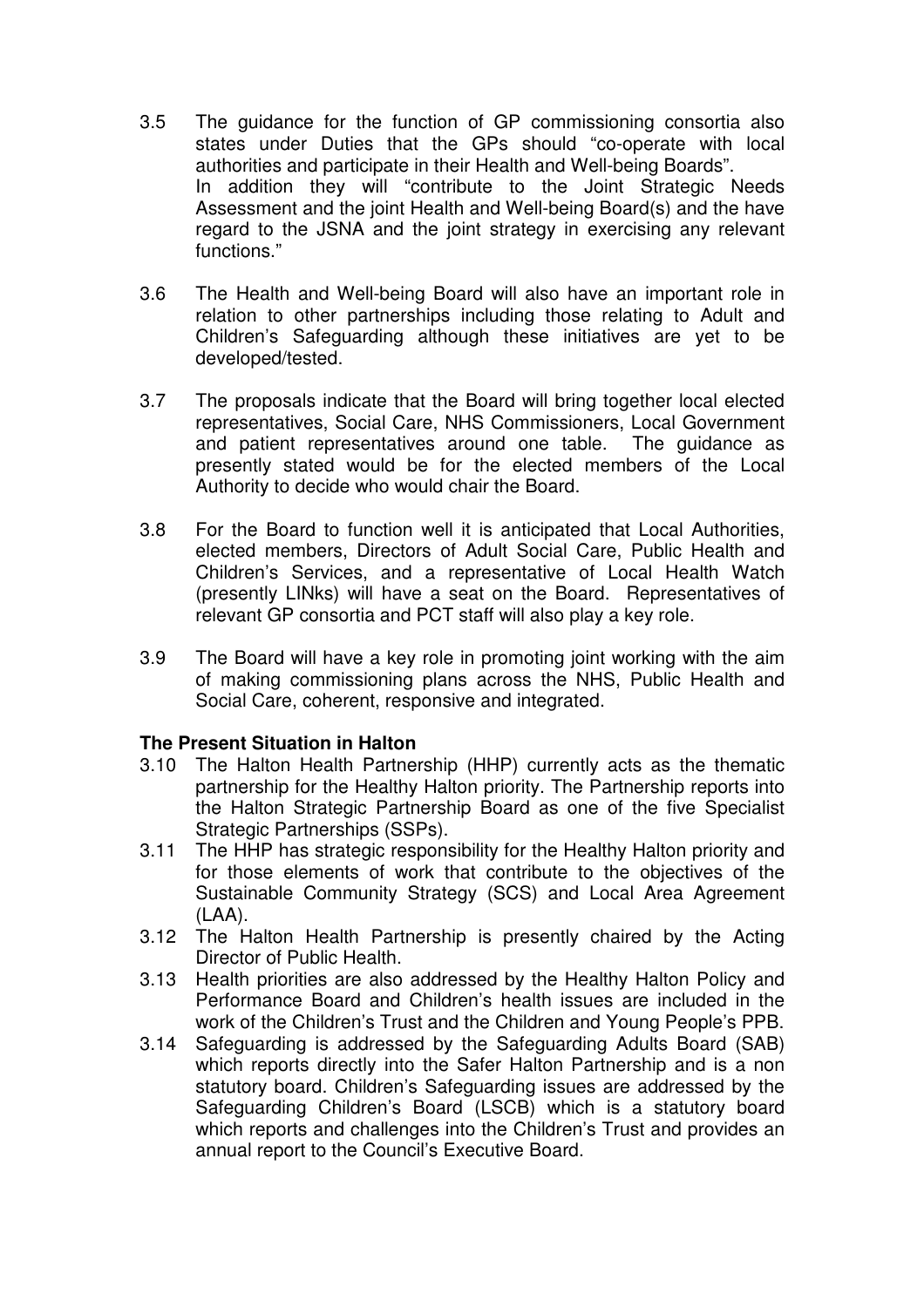3.5 The guidance for the function of GP commissioning consortia also states under Duties that the GPs should "co-operate with local authorities and participate in their Health and Well-being Boards". In addition they will "contribute to the Joint Strategic Needs Assessment and the joint Health and Well-being Board(s) and the have regard to the JSNA and the joint strategy in exercising any relevant functions."

3.6 The Health and Well-being Board will also have an important role in relation to other partnerships including those relating to Adult and Children's Safeguarding although these initiatives are yet to be developed/tested.

3.7 The proposals indicate that the Board will bring together local elected representatives, Social Care, NHS Commissioners, Local Government and patient representatives around one table. The guidance as presently stated would be for the elected members of the Local Authority to decide who would chair the Board.

3.8 For the Board to function well it is anticipated that Local Authorities, elected members, Directors of Adult Social Care, Public Health and Children's Services, and a representative of Local Health Watch (presently LINks) will have a seat on the Board. Representatives of relevant GP consortia and PCT staff will also play a key role.

3.9 The Board will have a key role in promoting joint working with the aim of making commissioning plans across the NHS, Public Health and Social Care, coherent, responsive and integrated.

**The Present Situation in Halton**

3.10 The Halton Health Partnership (HHP) currently acts as the thematic partnership for the Healthy Halton priority. The Partnership reports into the Halton Strategic Partnership Board as one of the five Specialist Strategic Partnerships (SSPs).

3.11 The HHP has strategic responsibility for the Healthy Halton priority and for those elements of work that contribute to the objectives of the Sustainable Community Strategy (SCS) and Local Area Agreement (LAA).

3.12 The Halton Health Partnership is presently chaired by the Acting Director of Public Health.

3.13 Health priorities are also addressed by the Healthy Halton Policy and Performance Board and Children's health issues are included in the work of the Children's Trust and the Children and Young People's PPB.

3.14 Safeguarding is addressed by the Safeguarding Adults Board (SAB) which reports directly into the Safer Halton Partnership and is a non statutory board. Children's Safeguarding issues are addressed by the Safeguarding Children's Board (LSCB) which is a statutory board which reports and challenges into the Children's Trust and provides an annual report to the Council's Executive Board.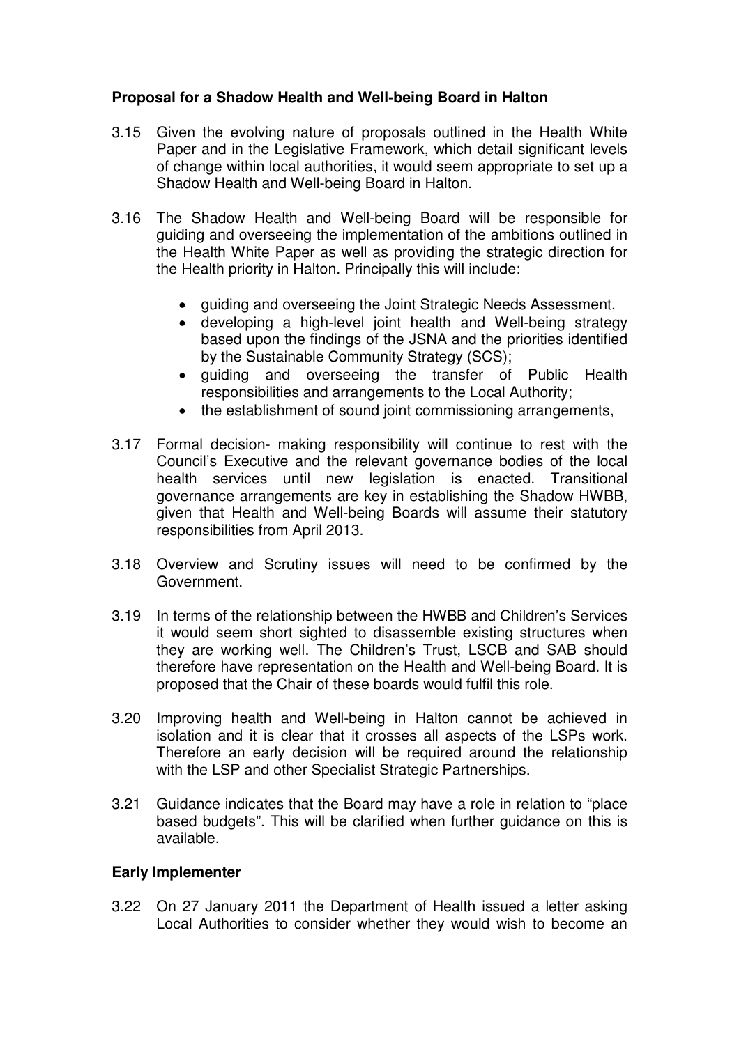**Proposal for a Shadow Health and Well-being Board in Halton**

3.15 Given the evolving nature of proposals outlined in the Health White Paper and in the Legislative Framework, which detail significant levels of change within local authorities, it would seem appropriate to set up a Shadow Health and Well-being Board in Halton.

3.16 The Shadow Health and Well-being Board will be responsible for guiding and overseeing the implementation of the ambitions outlined in the Health White Paper as well as providing the strategic direction for the Health priority in Halton. Principally this will include:

- guiding and overseeing the Joint Strategic Needs Assessment,
- developing a high-level joint health and Well-being strategy based upon the findings of the JSNA and the priorities identified by the Sustainable Community Strategy (SCS);
- guiding and overseeing the transfer of Public Health responsibilities and arrangements to the Local Authority;
- the establishment of sound joint commissioning arrangements,

3.17 Formal decision- making responsibility will continue to rest with the Council's Executive and the relevant governance bodies of the local health services until new legislation is enacted. Transitional governance arrangements are key in establishing the Shadow HWBB, given that Health and Well-being Boards will assume their statutory responsibilities from April 2013.

3.18 Overview and Scrutiny issues will need to be confirmed by the Government.

3.19 In terms of the relationship between the HWBB and Children's Services it would seem short sighted to disassemble existing structures when they are working well. The Children's Trust, LSCB and SAB should therefore have representation on the Health and Well-being Board. It is proposed that the Chair of these boards would fulfil this role.

3.20 Improving health and Well-being in Halton cannot be achieved in isolation and it is clear that it crosses all aspects of the LSPs work. Therefore an early decision will be required around the relationship with the LSP and other Specialist Strategic Partnerships.

3.21 Guidance indicates that the Board may have a role in relation to "place based budgets". This will be clarified when further guidance on this is available.

**Early Implementer**

3.22 On 27 January 2011 the Department of Health issued a letter asking Local Authorities to consider whether they would wish to become an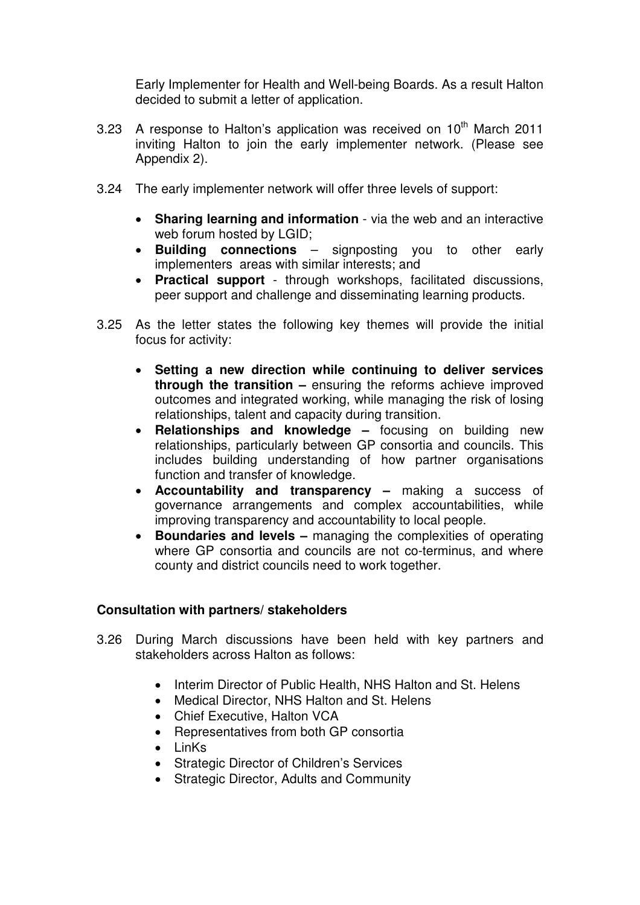Early Implementer for Health and Well-being Boards. As a result Halton decided to submit a letter of application.

3.23 A response to Halton's application was received on 10th March 2011 inviting Halton to join the early implementer network. (Please see Appendix 2).

3.24 The early implementer network will offer three levels of support:

- **Sharing learning and information** - via the web and an interactive web forum hosted by LGID;
- **Building connections** – signposting you to other early implementers areas with similar interests; and
- **Practical support** - through workshops, facilitated discussions, peer support and challenge and disseminating learning products.

3.25 As the letter states the following key themes will provide the initial focus for activity:

- **Setting a new direction while continuing to deliver services through the transition –** ensuring the reforms achieve improved outcomes and integrated working, while managing the risk of losing relationships, talent and capacity during transition.
- **Relationships and knowledge –** focusing on building new relationships, particularly between GP consortia and councils. This includes building understanding of how partner organisations function and transfer of knowledge.
- **Accountability and transparency –** making a success of governance arrangements and complex accountabilities, while improving transparency and accountability to local people.
- **Boundaries and levels –** managing the complexities of operating where GP consortia and councils are not co-terminus, and where county and district councils need to work together.

**Consultation with partners/ stakeholders**

3.26 During March discussions have been held with key partners and stakeholders across Halton as follows:

- Interim Director of Public Health, NHS Halton and St. Helens
- Medical Director, NHS Halton and St. Helens
- Chief Executive, Halton VCA
- Representatives from both GP consortia
- LinKs
- Strategic Director of Children's Services
- Strategic Director, Adults and Community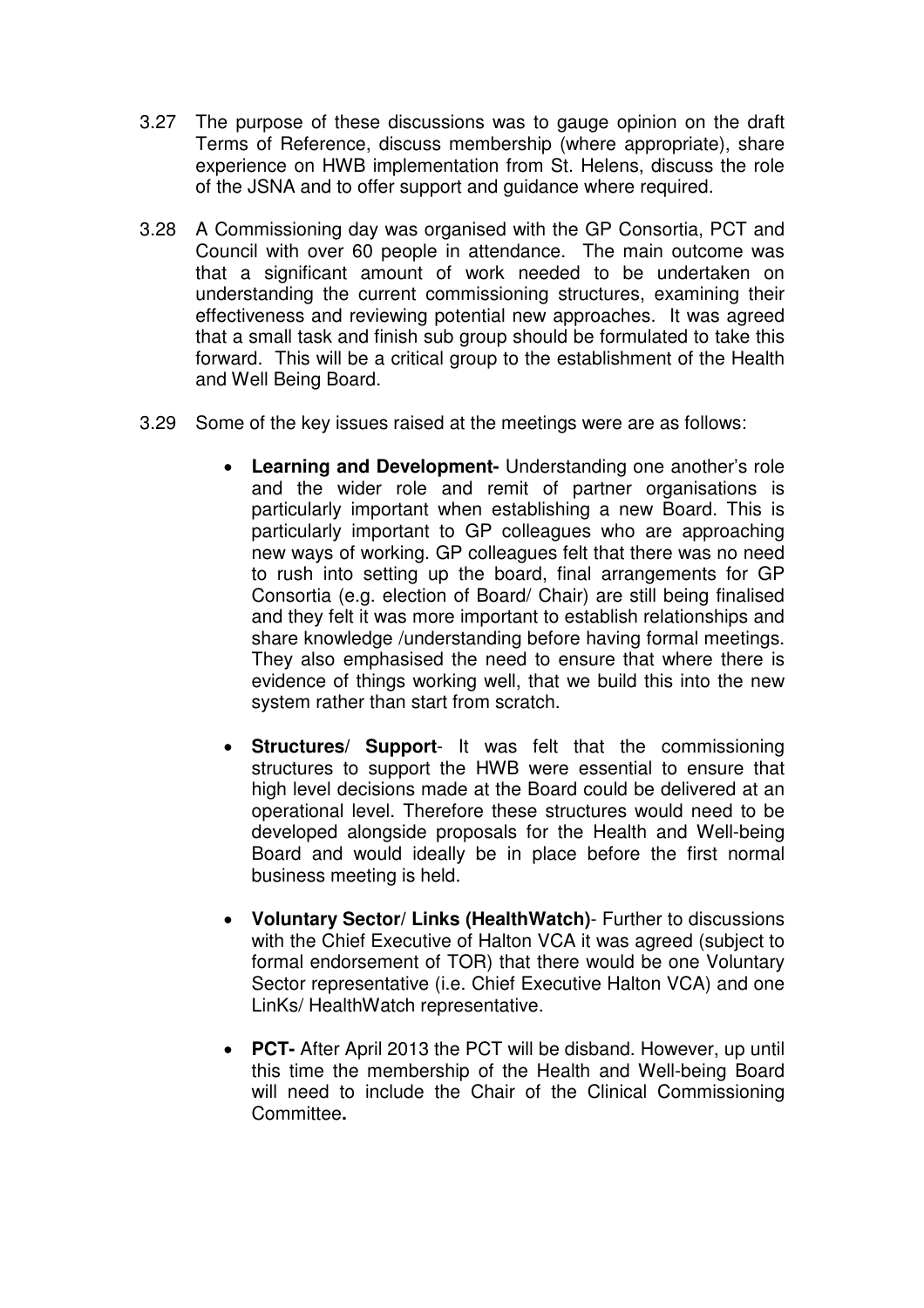3.27 The purpose of these discussions was to gauge opinion on the draft Terms of Reference, discuss membership (where appropriate), share experience on HWB implementation from St. Helens, discuss the role of the JSNA and to offer support and guidance where required.

3.28 A Commissioning day was organised with the GP Consortia, PCT and Council with over 60 people in attendance. The main outcome was that a significant amount of work needed to be undertaken on understanding the current commissioning structures, examining their effectiveness and reviewing potential new approaches. It was agreed that a small task and finish sub group should be formulated to take this forward. This will be a critical group to the establishment of the Health and Well Being Board.

3.29 Some of the key issues raised at the meetings were are as follows:

- **Learning and Development-** Understanding one another's role and the wider role and remit of partner organisations is particularly important when establishing a new Board. This is particularly important to GP colleagues who are approaching new ways of working. GP colleagues felt that there was no need to rush into setting up the board, final arrangements for GP Consortia (e.g. election of Board/ Chair) are still being finalised and they felt it was more important to establish relationships and share knowledge /understanding before having formal meetings. They also emphasised the need to ensure that where there is evidence of things working well, that we build this into the new system rather than start from scratch.

- **Structures/ Support**- It was felt that the commissioning structures to support the HWB were essential to ensure that high level decisions made at the Board could be delivered at an operational level. Therefore these structures would need to be developed alongside proposals for the Health and Well-being Board and would ideally be in place before the first normal business meeting is held.

- **Voluntary Sector/ Links (HealthWatch)**- Further to discussions with the Chief Executive of Halton VCA it was agreed (subject to formal endorsement of TOR) that there would be one Voluntary Sector representative (i.e. Chief Executive Halton VCA) and one LinKs/ HealthWatch representative.

- **PCT-** After April 2013 the PCT will be disband. However, up until this time the membership of the Health and Well-being Board will need to include the Chair of the Clinical Commissioning Committee**.**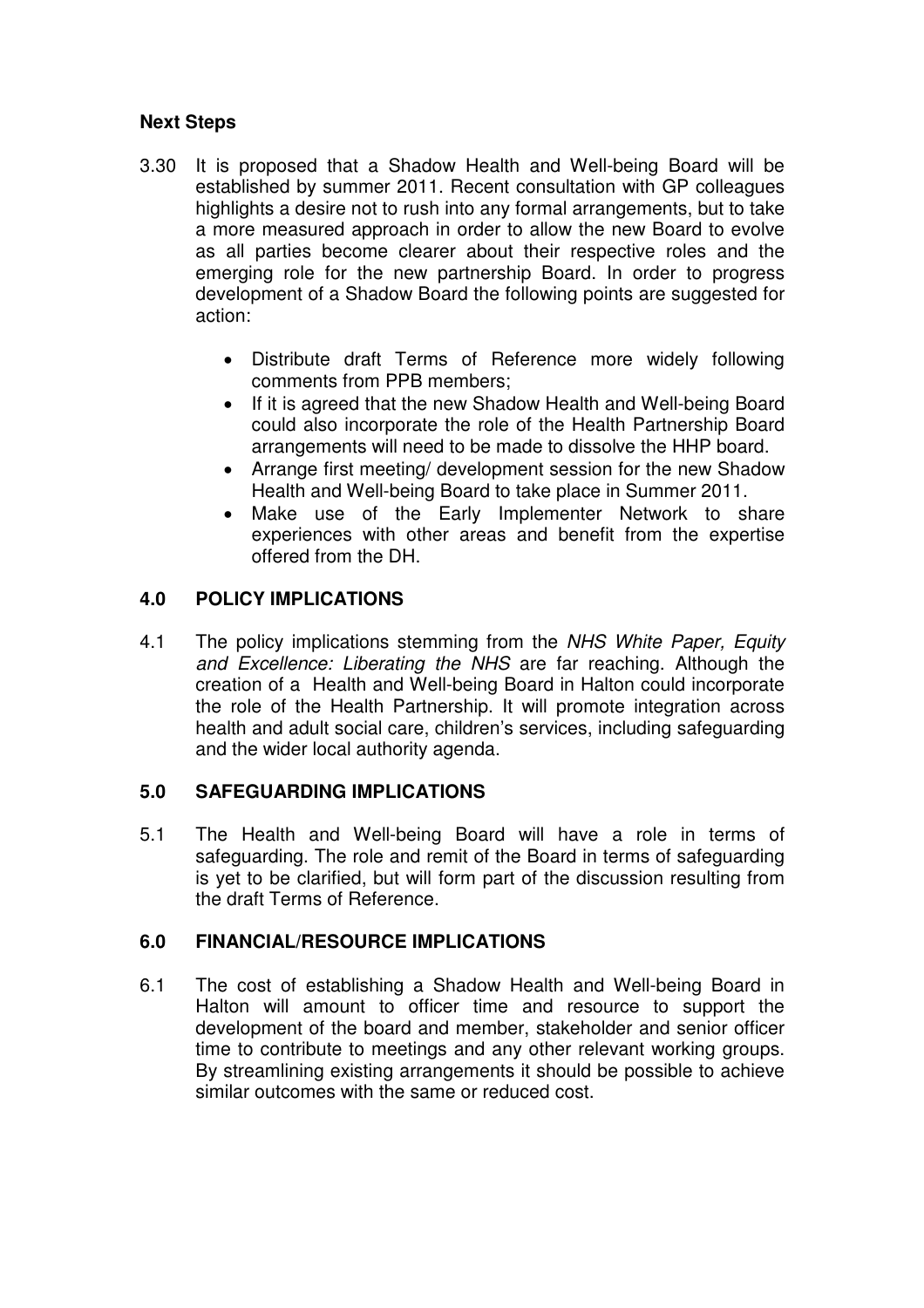**Next Steps**

3.30 It is proposed that a Shadow Health and Well-being Board will be established by summer 2011. Recent consultation with GP colleagues highlights a desire not to rush into any formal arrangements, but to take a more measured approach in order to allow the new Board to evolve as all parties become clearer about their respective roles and the emerging role for the new partnership Board. In order to progress development of a Shadow Board the following points are suggested for action:

- Distribute draft Terms of Reference more widely following comments from PPB members;
- If it is agreed that the new Shadow Health and Well-being Board could also incorporate the role of the Health Partnership Board arrangements will need to be made to dissolve the HHP board.
- Arrange first meeting/ development session for the new Shadow Health and Well-being Board to take place in Summer 2011.
- Make use of the Early Implementer Network to share experiences with other areas and benefit from the expertise offered from the DH.

## 4.0 POLICY IMPLICATIONS

4.1 The policy implications stemming from the *NHS White Paper, Equity and Excellence: Liberating the NHS* are far reaching. Although the creation of a Health and Well-being Board in Halton could incorporate the role of the Health Partnership. It will promote integration across health and adult social care, children's services, including safeguarding and the wider local authority agenda.

## 5.0 SAFEGUARDING IMPLICATIONS

5.1 The Health and Well-being Board will have a role in terms of safeguarding. The role and remit of the Board in terms of safeguarding is yet to be clarified, but will form part of the discussion resulting from the draft Terms of Reference.

## 6.0 FINANCIAL/RESOURCE IMPLICATIONS

6.1 The cost of establishing a Shadow Health and Well-being Board in Halton will amount to officer time and resource to support the development of the board and member, stakeholder and senior officer time to contribute to meetings and any other relevant working groups. By streamlining existing arrangements it should be possible to achieve similar outcomes with the same or reduced cost.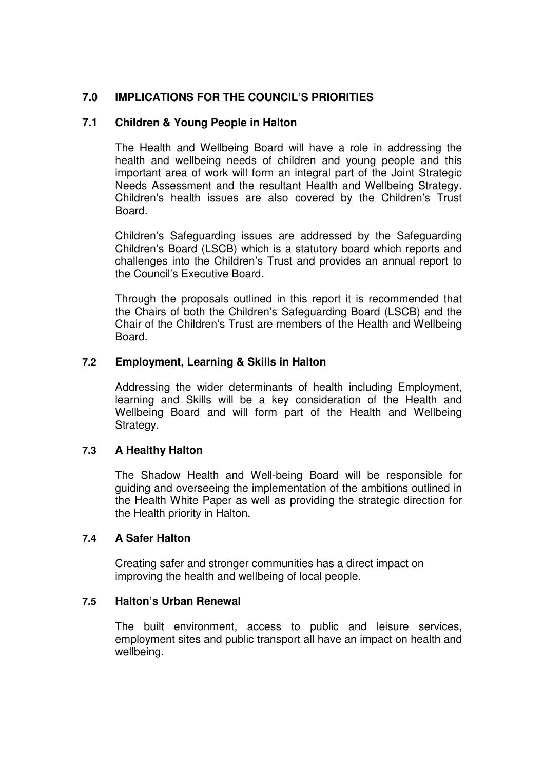## 7.0 IMPLICATIONS FOR THE COUNCIL'S PRIORITIES

### 7.1 Children & Young People in Halton

The Health and Wellbeing Board will have a role in addressing the health and wellbeing needs of children and young people and this important area of work will form an integral part of the Joint Strategic Needs Assessment and the resultant Health and Wellbeing Strategy. Children's health issues are also covered by the Children's Trust Board.

Children's Safeguarding issues are addressed by the Safeguarding Children's Board (LSCB) which is a statutory board which reports and challenges into the Children's Trust and provides an annual report to the Council's Executive Board.

Through the proposals outlined in this report it is recommended that the Chairs of both the Children's Safeguarding Board (LSCB) and the Chair of the Children's Trust are members of the Health and Wellbeing Board.

### 7.2 Employment, Learning & Skills in Halton

Addressing the wider determinants of health including Employment, learning and Skills will be a key consideration of the Health and Wellbeing Board and will form part of the Health and Wellbeing Strategy.

### 7.3 A Healthy Halton

The Shadow Health and Well-being Board will be responsible for guiding and overseeing the implementation of the ambitions outlined in the Health White Paper as well as providing the strategic direction for the Health priority in Halton.

### 7.4 A Safer Halton

Creating safer and stronger communities has a direct impact on improving the health and wellbeing of local people.

### 7.5 Halton's Urban Renewal

The built environment, access to public and leisure services, employment sites and public transport all have an impact on health and wellbeing.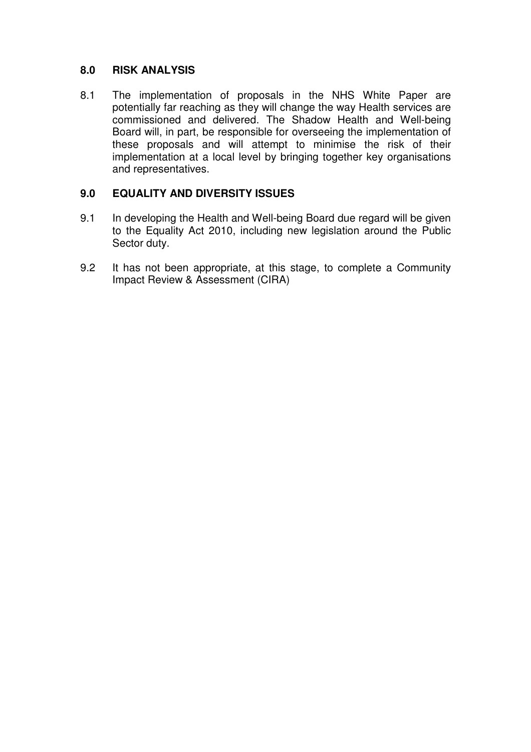## 8.0 RISK ANALYSIS

8.1 The implementation of proposals in the NHS White Paper are potentially far reaching as they will change the way Health services are commissioned and delivered. The Shadow Health and Well-being Board will, in part, be responsible for overseeing the implementation of these proposals and will attempt to minimise the risk of their implementation at a local level by bringing together key organisations and representatives.

## 9.0 EQUALITY AND DIVERSITY ISSUES

9.1 In developing the Health and Well-being Board due regard will be given to the Equality Act 2010, including new legislation around the Public Sector duty.

9.2 It has not been appropriate, at this stage, to complete a Community Impact Review & Assessment (CIRA)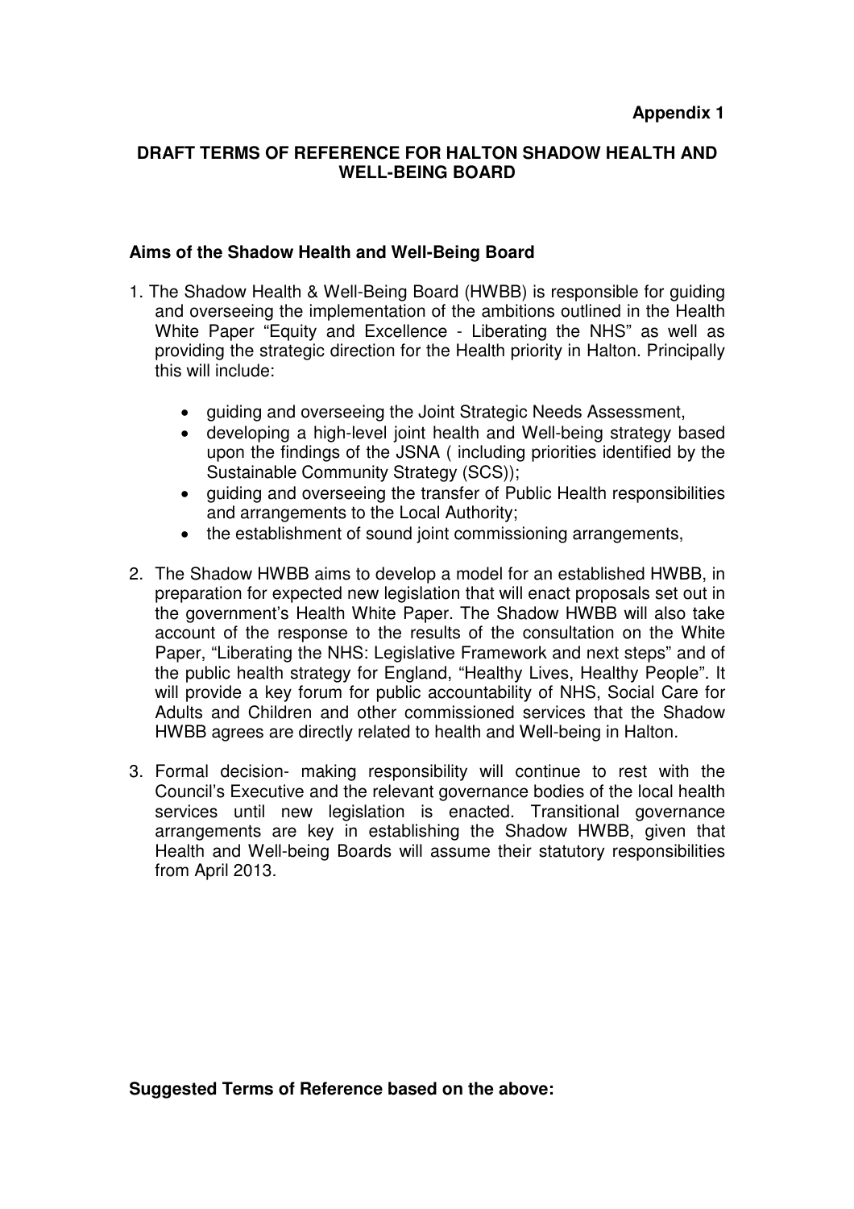**Appendix 1**

# DRAFT TERMS OF REFERENCE FOR HALTON SHADOW HEALTH AND WELL-BEING BOARD

## Aims of the Shadow Health and Well-Being Board

1. The Shadow Health & Well-Being Board (HWBB) is responsible for guiding and overseeing the implementation of the ambitions outlined in the Health White Paper "Equity and Excellence - Liberating the NHS" as well as providing the strategic direction for the Health priority in Halton. Principally this will include:

   - guiding and overseeing the Joint Strategic Needs Assessment,
   - developing a high-level joint health and Well-being strategy based upon the findings of the JSNA ( including priorities identified by the Sustainable Community Strategy (SCS));
   - guiding and overseeing the transfer of Public Health responsibilities and arrangements to the Local Authority;
   - the establishment of sound joint commissioning arrangements,

2. The Shadow HWBB aims to develop a model for an established HWBB, in preparation for expected new legislation that will enact proposals set out in the government's Health White Paper. The Shadow HWBB will also take account of the response to the results of the consultation on the White Paper, "Liberating the NHS: Legislative Framework and next steps" and of the public health strategy for England, "Healthy Lives, Healthy People". It will provide a key forum for public accountability of NHS, Social Care for Adults and Children and other commissioned services that the Shadow HWBB agrees are directly related to health and Well-being in Halton.

3. Formal decision- making responsibility will continue to rest with the Council's Executive and the relevant governance bodies of the local health services until new legislation is enacted. Transitional governance arrangements are key in establishing the Shadow HWBB, given that Health and Well-being Boards will assume their statutory responsibilities from April 2013.

**Suggested Terms of Reference based on the above:**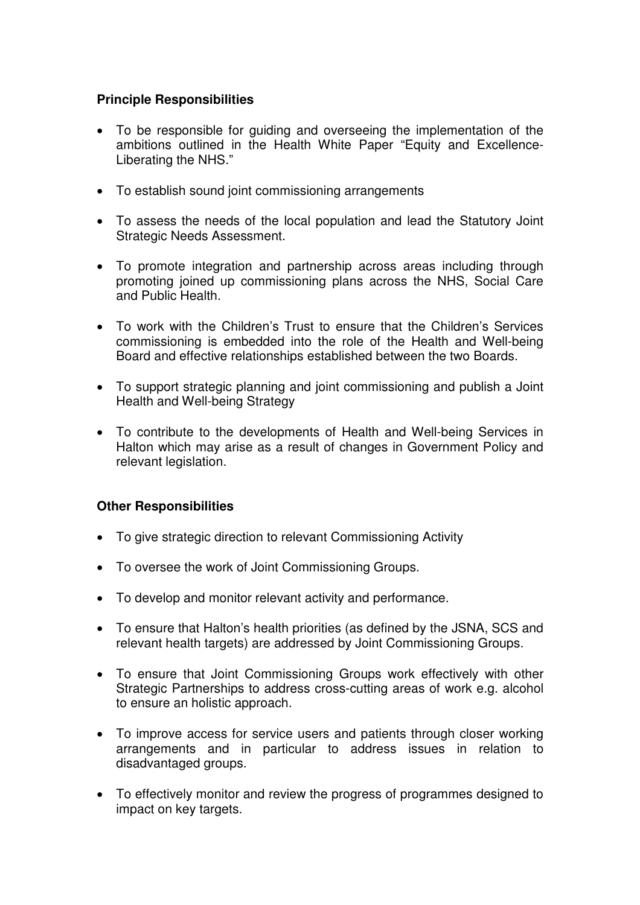**Principle Responsibilities**

- To be responsible for guiding and overseeing the implementation of the ambitions outlined in the Health White Paper "Equity and Excellence- Liberating the NHS."
- To establish sound joint commissioning arrangements
- To assess the needs of the local population and lead the Statutory Joint Strategic Needs Assessment.
- To promote integration and partnership across areas including through promoting joined up commissioning plans across the NHS, Social Care and Public Health.
- To work with the Children's Trust to ensure that the Children's Services commissioning is embedded into the role of the Health and Well-being Board and effective relationships established between the two Boards.
- To support strategic planning and joint commissioning and publish a Joint Health and Well-being Strategy
- To contribute to the developments of Health and Well-being Services in Halton which may arise as a result of changes in Government Policy and relevant legislation.

**Other Responsibilities**

- To give strategic direction to relevant Commissioning Activity
- To oversee the work of Joint Commissioning Groups.
- To develop and monitor relevant activity and performance.
- To ensure that Halton's health priorities (as defined by the JSNA, SCS and relevant health targets) are addressed by Joint Commissioning Groups.
- To ensure that Joint Commissioning Groups work effectively with other Strategic Partnerships to address cross-cutting areas of work e.g. alcohol to ensure an holistic approach.
- To improve access for service users and patients through closer working arrangements and in particular to address issues in relation to disadvantaged groups.
- To effectively monitor and review the progress of programmes designed to impact on key targets.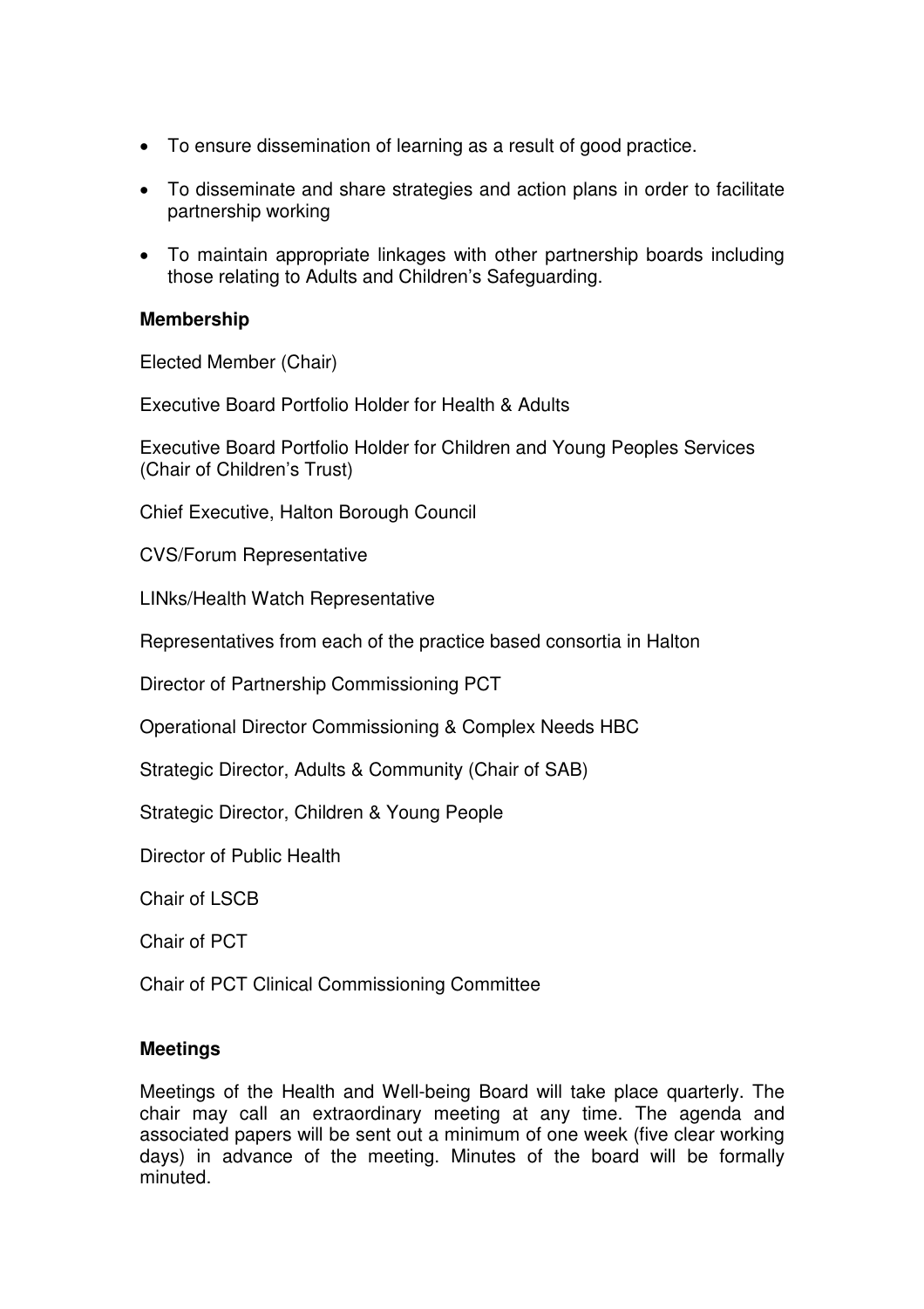- To ensure dissemination of learning as a result of good practice.
- To disseminate and share strategies and action plans in order to facilitate partnership working
- To maintain appropriate linkages with other partnership boards including those relating to Adults and Children's Safeguarding.

**Membership**

Elected Member (Chair)

Executive Board Portfolio Holder for Health & Adults

Executive Board Portfolio Holder for Children and Young Peoples Services (Chair of Children's Trust)

Chief Executive, Halton Borough Council

CVS/Forum Representative

LINks/Health Watch Representative

Representatives from each of the practice based consortia in Halton

Director of Partnership Commissioning PCT

Operational Director Commissioning & Complex Needs HBC

Strategic Director, Adults & Community (Chair of SAB)

Strategic Director, Children & Young People

Director of Public Health

Chair of LSCB

Chair of PCT

Chair of PCT Clinical Commissioning Committee

**Meetings**

Meetings of the Health and Well-being Board will take place quarterly. The chair may call an extraordinary meeting at any time. The agenda and associated papers will be sent out a minimum of one week (five clear working days) in advance of the meeting. Minutes of the board will be formally minuted.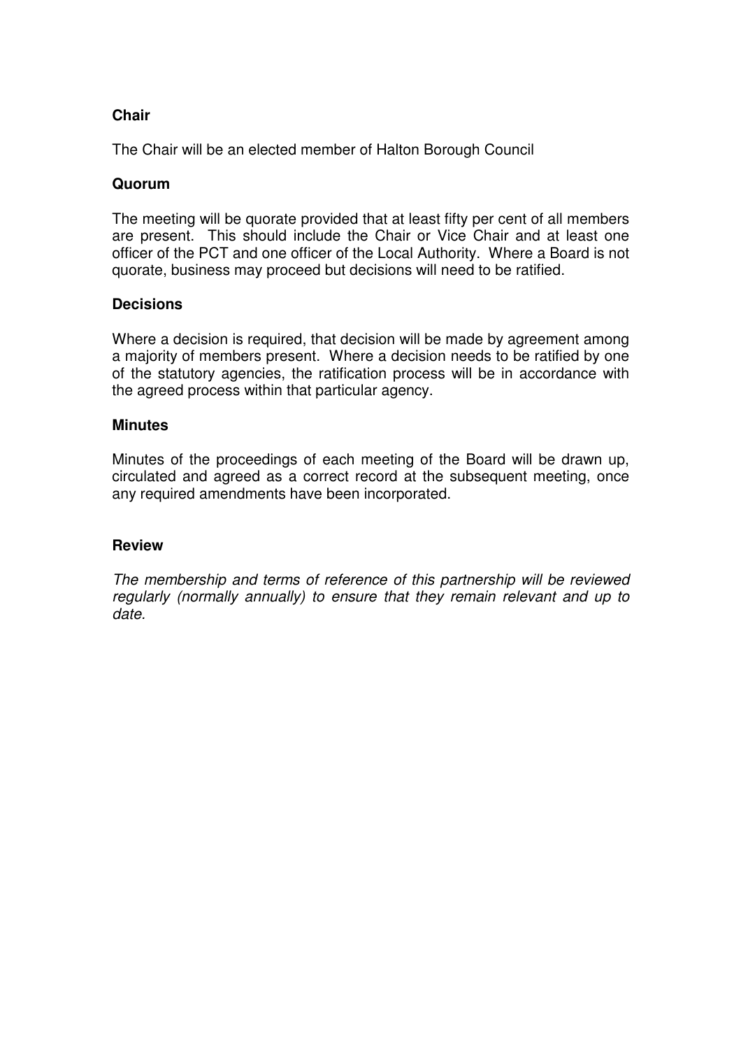**Chair**

The Chair will be an elected member of Halton Borough Council

**Quorum**

The meeting will be quorate provided that at least fifty per cent of all members are present. This should include the Chair or Vice Chair and at least one officer of the PCT and one officer of the Local Authority. Where a Board is not quorate, business may proceed but decisions will need to be ratified.

**Decisions**

Where a decision is required, that decision will be made by agreement among a majority of members present. Where a decision needs to be ratified by one of the statutory agencies, the ratification process will be in accordance with the agreed process within that particular agency.

**Minutes**

Minutes of the proceedings of each meeting of the Board will be drawn up, circulated and agreed as a correct record at the subsequent meeting, once any required amendments have been incorporated.

**Review**

*The membership and terms of reference of this partnership will be reviewed regularly (normally annually) to ensure that they remain relevant and up to date.*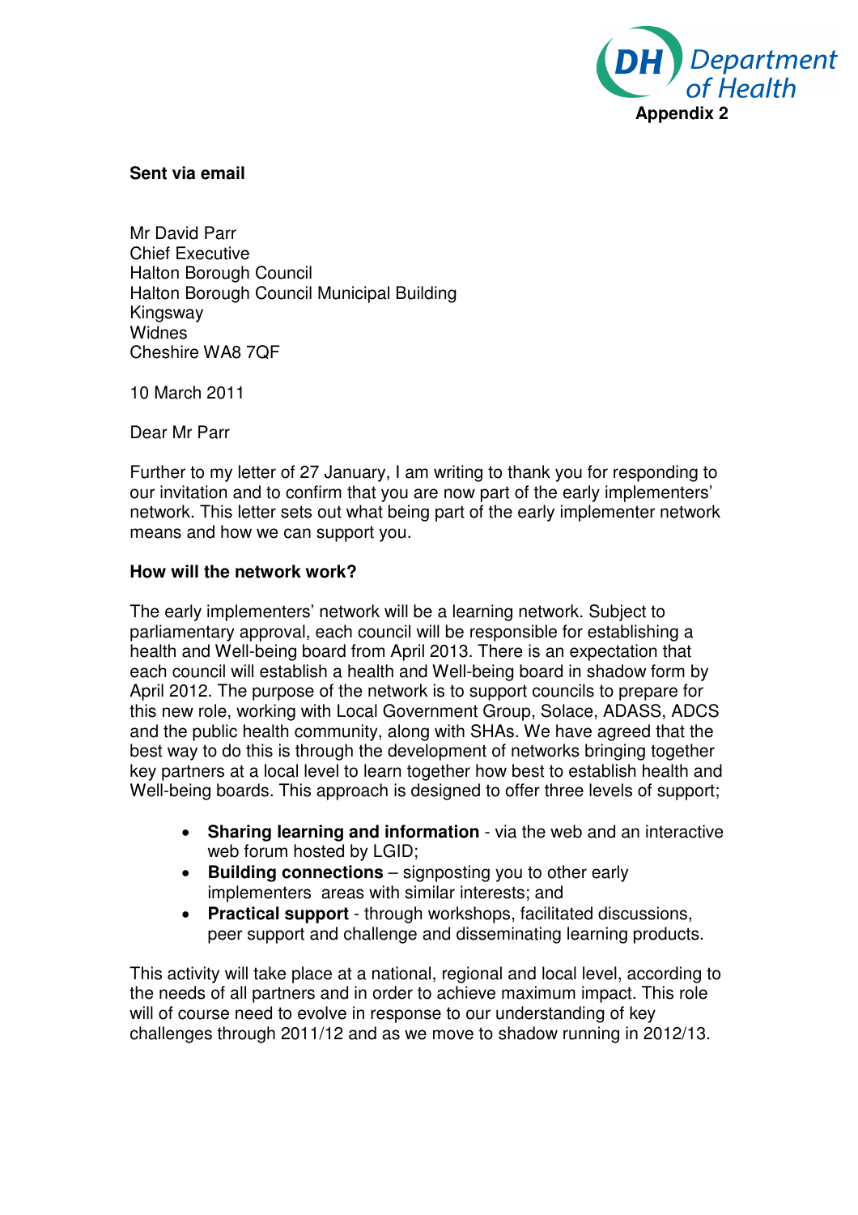**Appendix 2**

**Sent via email**

Mr David Parr
Chief Executive
Halton Borough Council
Halton Borough Council Municipal Building
Kingsway
Widnes
Cheshire WA8 7QF

10 March 2011

Dear Mr Parr

Further to my letter of 27 January, I am writing to thank you for responding to our invitation and to confirm that you are now part of the early implementers' network. This letter sets out what being part of the early implementer network means and how we can support you.

**How will the network work?**

The early implementers' network will be a learning network. Subject to parliamentary approval, each council will be responsible for establishing a health and Well-being board from April 2013. There is an expectation that each council will establish a health and Well-being board in shadow form by April 2012. The purpose of the network is to support councils to prepare for this new role, working with Local Government Group, Solace, ADASS, ADCS and the public health community, along with SHAs. We have agreed that the best way to do this is through the development of networks bringing together key partners at a local level to learn together how best to establish health and Well-being boards. This approach is designed to offer three levels of support;

- **Sharing learning and information** - via the web and an interactive web forum hosted by LGID;
- **Building connections** – signposting you to other early implementers areas with similar interests; and
- **Practical support** - through workshops, facilitated discussions, peer support and challenge and disseminating learning products.

This activity will take place at a national, regional and local level, according to the needs of all partners and in order to achieve maximum impact. This role will of course need to evolve in response to our understanding of key challenges through 2011/12 and as we move to shadow running in 2012/13.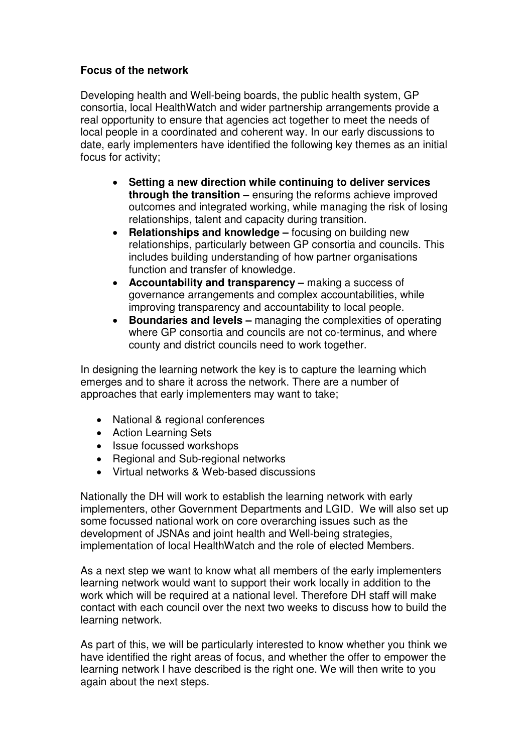**Focus of the network**

Developing health and Well-being boards, the public health system, GP consortia, local HealthWatch and wider partnership arrangements provide a real opportunity to ensure that agencies act together to meet the needs of local people in a coordinated and coherent way. In our early discussions to date, early implementers have identified the following key themes as an initial focus for activity;

- **Setting a new direction while continuing to deliver services through the transition –** ensuring the reforms achieve improved outcomes and integrated working, while managing the risk of losing relationships, talent and capacity during transition.
- **Relationships and knowledge –** focusing on building new relationships, particularly between GP consortia and councils. This includes building understanding of how partner organisations function and transfer of knowledge.
- **Accountability and transparency –** making a success of governance arrangements and complex accountabilities, while improving transparency and accountability to local people.
- **Boundaries and levels –** managing the complexities of operating where GP consortia and councils are not co-terminus, and where county and district councils need to work together.

In designing the learning network the key is to capture the learning which emerges and to share it across the network. There are a number of approaches that early implementers may want to take;

- National & regional conferences
- Action Learning Sets
- Issue focussed workshops
- Regional and Sub-regional networks
- Virtual networks & Web-based discussions

Nationally the DH will work to establish the learning network with early implementers, other Government Departments and LGID. We will also set up some focussed national work on core overarching issues such as the development of JSNAs and joint health and Well-being strategies, implementation of local HealthWatch and the role of elected Members.

As a next step we want to know what all members of the early implementers learning network would want to support their work locally in addition to the work which will be required at a national level. Therefore DH staff will make contact with each council over the next two weeks to discuss how to build the learning network.

As part of this, we will be particularly interested to know whether you think we have identified the right areas of focus, and whether the offer to empower the learning network I have described is the right one. We will then write to you again about the next steps.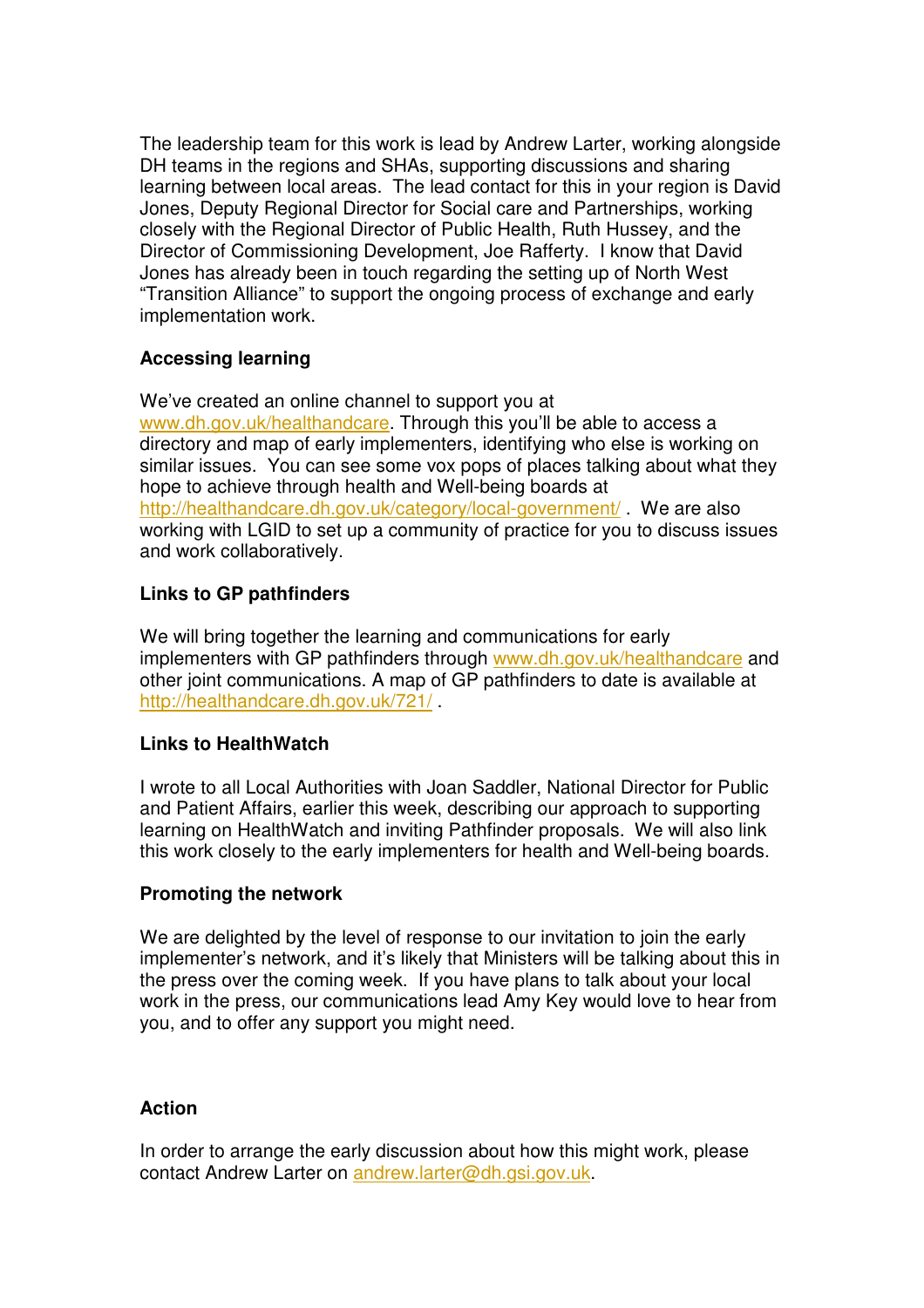The leadership team for this work is lead by Andrew Larter, working alongside DH teams in the regions and SHAs, supporting discussions and sharing learning between local areas. The lead contact for this in your region is David Jones, Deputy Regional Director for Social care and Partnerships, working closely with the Regional Director of Public Health, Ruth Hussey, and the Director of Commissioning Development, Joe Rafferty. I know that David Jones has already been in touch regarding the setting up of North West "Transition Alliance" to support the ongoing process of exchange and early implementation work.

**Accessing learning**

We've created an online channel to support you at www.dh.gov.uk/healthandcare. Through this you'll be able to access a directory and map of early implementers, identifying who else is working on similar issues. You can see some vox pops of places talking about what they hope to achieve through health and Well-being boards at http://healthandcare.dh.gov.uk/category/local-government/ . We are also working with LGID to set up a community of practice for you to discuss issues and work collaboratively.

**Links to GP pathfinders**

We will bring together the learning and communications for early implementers with GP pathfinders through www.dh.gov.uk/healthandcare and other joint communications. A map of GP pathfinders to date is available at http://healthandcare.dh.gov.uk/721/ .

**Links to HealthWatch**

I wrote to all Local Authorities with Joan Saddler, National Director for Public and Patient Affairs, earlier this week, describing our approach to supporting learning on HealthWatch and inviting Pathfinder proposals. We will also link this work closely to the early implementers for health and Well-being boards.

**Promoting the network**

We are delighted by the level of response to our invitation to join the early implementer's network, and it's likely that Ministers will be talking about this in the press over the coming week. If you have plans to talk about your local work in the press, our communications lead Amy Key would love to hear from you, and to offer any support you might need.

**Action**

In order to arrange the early discussion about how this might work, please contact Andrew Larter on andrew.larter@dh.gsi.gov.uk.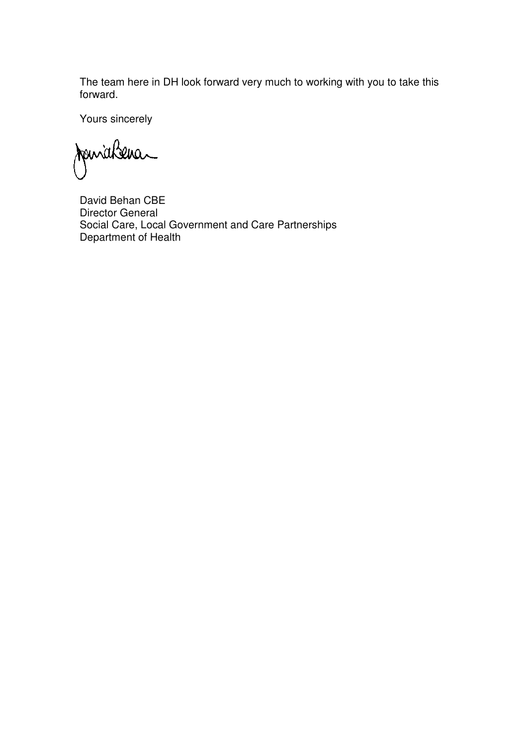The team here in DH look forward very much to working with you to take this forward.

Yours sincerely

David Behan CBE
Director General
Social Care, Local Government and Care Partnerships
Department of Health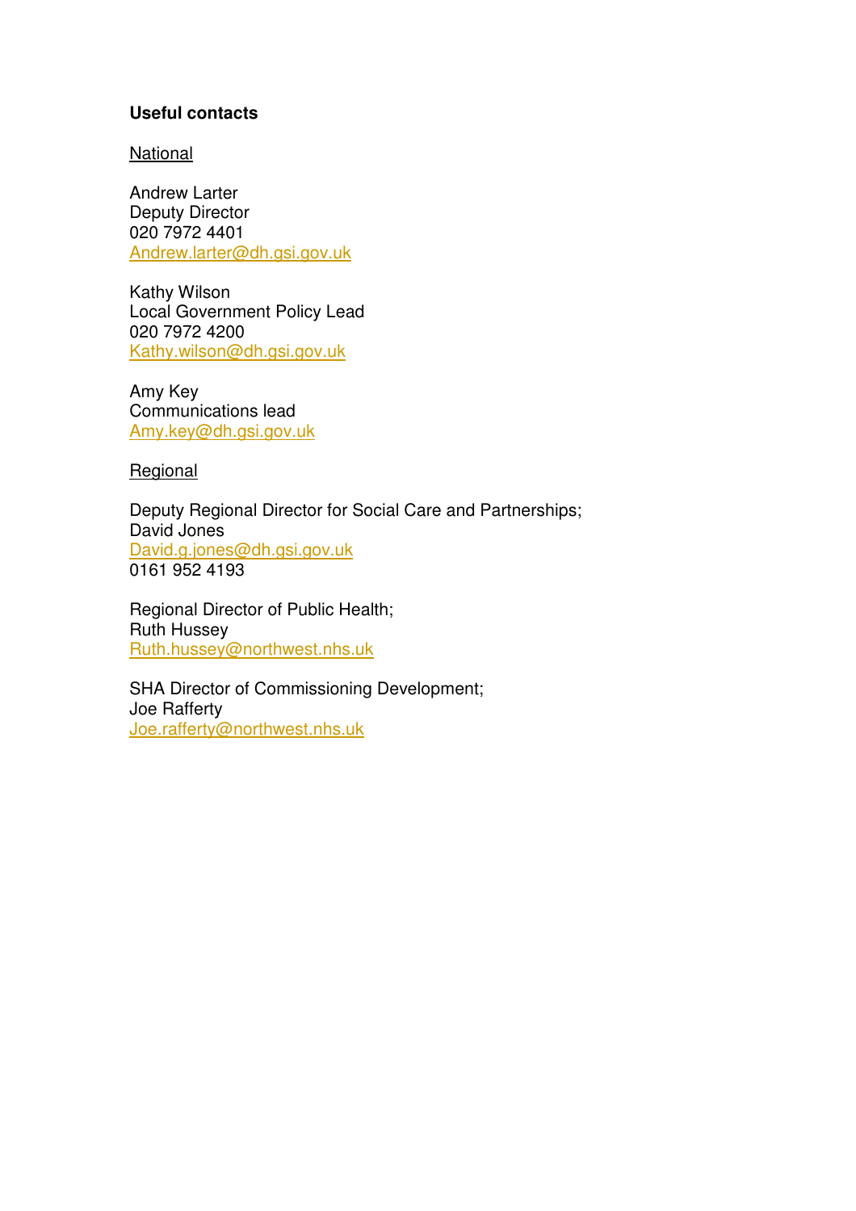**Useful contacts**

National

Andrew Larter  
Deputy Director  
020 7972 4401  
Andrew.larter@dh.gsi.gov.uk

Kathy Wilson  
Local Government Policy Lead  
020 7972 4200  
Kathy.wilson@dh.gsi.gov.uk

Amy Key  
Communications lead  
Amy.key@dh.gsi.gov.uk

Regional

Deputy Regional Director for Social Care and Partnerships;  
David Jones  
David.g.jones@dh.gsi.gov.uk  
0161 952 4193

Regional Director of Public Health;  
Ruth Hussey  
Ruth.hussey@northwest.nhs.uk

SHA Director of Commissioning Development;  
Joe Rafferty  
Joe.rafferty@northwest.nhs.uk